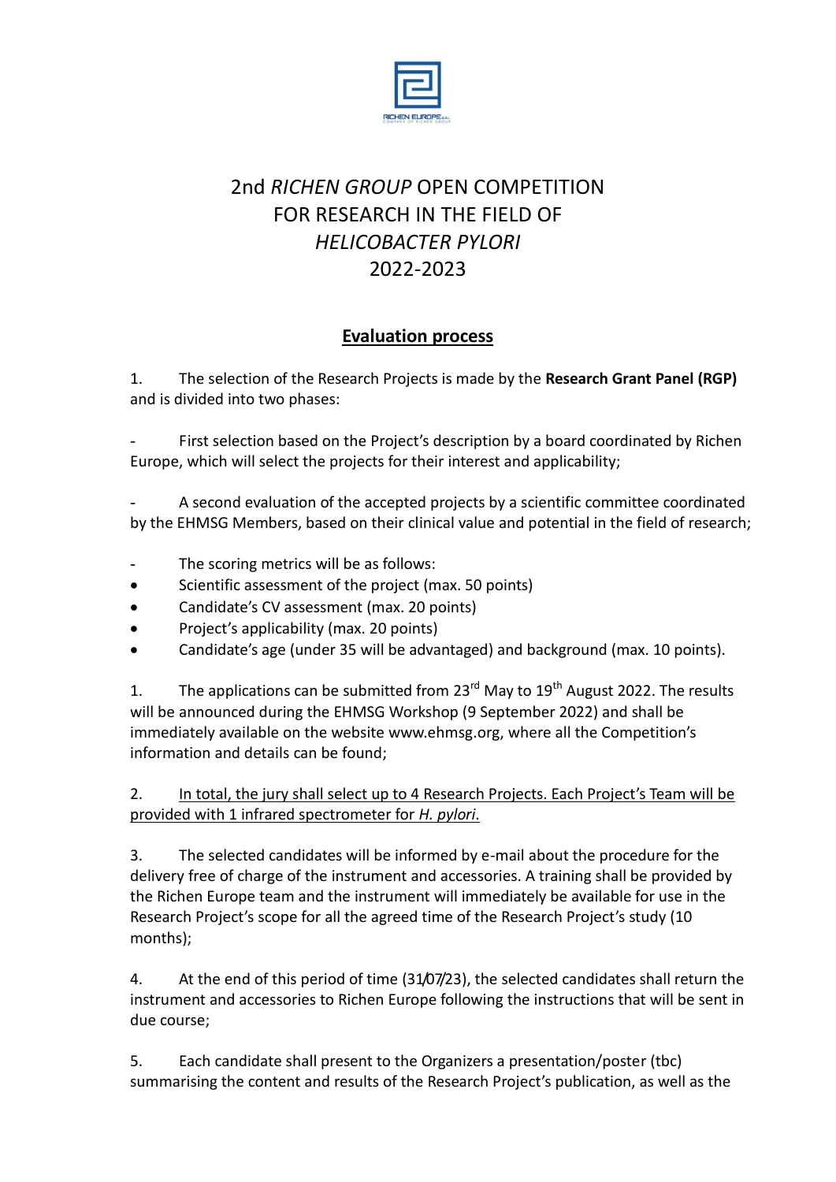# 2nd *RICHEN GROUP* OPEN COMPETITION FOR RESEARCH IN THE FIELD OF *HELICOBACTER PYLORI* 2022-2023

## <u>Evaluation process</u>

1. The selection of the Research Projects is made by the **Research Grant Panel (RGP)** and is divided into two phases:

- First selection based on the Project's description by a board coordinated by Richen Europe, which will select the projects for their interest and applicability;

- A second evaluation of the accepted projects by a scientific committee coordinated by the EHMSG Members, based on their clinical value and potential in the field of research;

- The scoring metrics will be as follows:
  - Scientific assessment of the project (max. 50 points)
  - Candidate's CV assessment (max. 20 points)
  - Project's applicability (max. 20 points)
  - Candidate's age (under 35 will be advantaged) and background (max. 10 points).

1. The applications can be submitted from 23rd May to 19th August 2022. The results will be announced during the EHMSG Workshop (9 September 2022) and shall be immediately available on the website www.ehmsg.org, where all the Competition's information and details can be found;

2. <u>In total, the jury shall select up to 4 Research Projects. Each Project's Team will be provided with 1 infrared spectrometer for *H. pylori*.</u>

3. The selected candidates will be informed by e-mail about the procedure for the delivery free of charge of the instrument and accessories. A training shall be provided by the Richen Europe team and the instrument will immediately be available for use in the Research Project's scope for all the agreed time of the Research Project's study (10 months);

4. At the end of this period of time (31/07/23), the selected candidates shall return the instrument and accessories to Richen Europe following the instructions that will be sent in due course;

5. Each candidate shall present to the Organizers a presentation/poster (tbc) summarising the content and results of the Research Project's publication, as well as the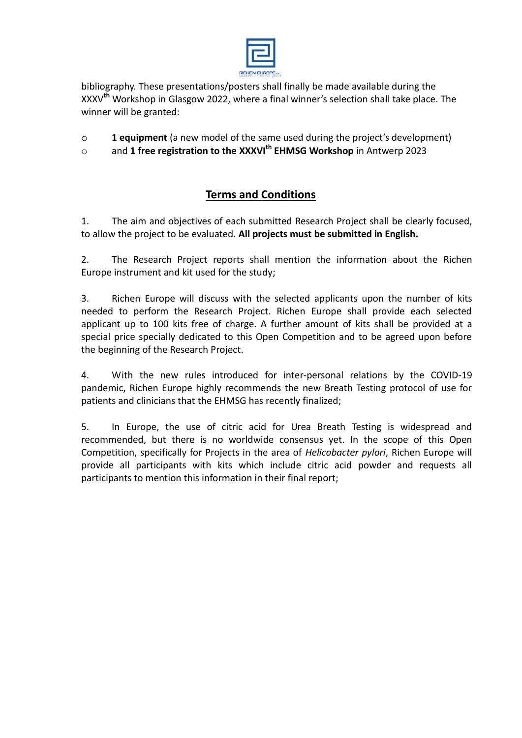bibliography. These presentations/posters shall finally be made available during the XXXV[th] Workshop in Glasgow 2022, where a final winner's selection shall take place. The winner will be granted:

- **1 equipment** (a new model of the same used during the project's development)
- and **1 free registration to the XXXVI[th] EHMSG Workshop** in Antwerp 2023

## Terms and Conditions

1. The aim and objectives of each submitted Research Project shall be clearly focused, to allow the project to be evaluated. **All projects must be submitted in English.**

2. The Research Project reports shall mention the information about the Richen Europe instrument and kit used for the study;

3. Richen Europe will discuss with the selected applicants upon the number of kits needed to perform the Research Project. Richen Europe shall provide each selected applicant up to 100 kits free of charge. A further amount of kits shall be provided at a special price specially dedicated to this Open Competition and to be agreed upon before the beginning of the Research Project.

4. With the new rules introduced for inter-personal relations by the COVID-19 pandemic, Richen Europe highly recommends the new Breath Testing protocol of use for patients and clinicians that the EHMSG has recently finalized;

5. In Europe, the use of citric acid for Urea Breath Testing is widespread and recommended, but there is no worldwide consensus yet. In the scope of this Open Competition, specifically for Projects in the area of *Helicobacter pylori*, Richen Europe will provide all participants with kits which include citric acid powder and requests all participants to mention this information in their final report;